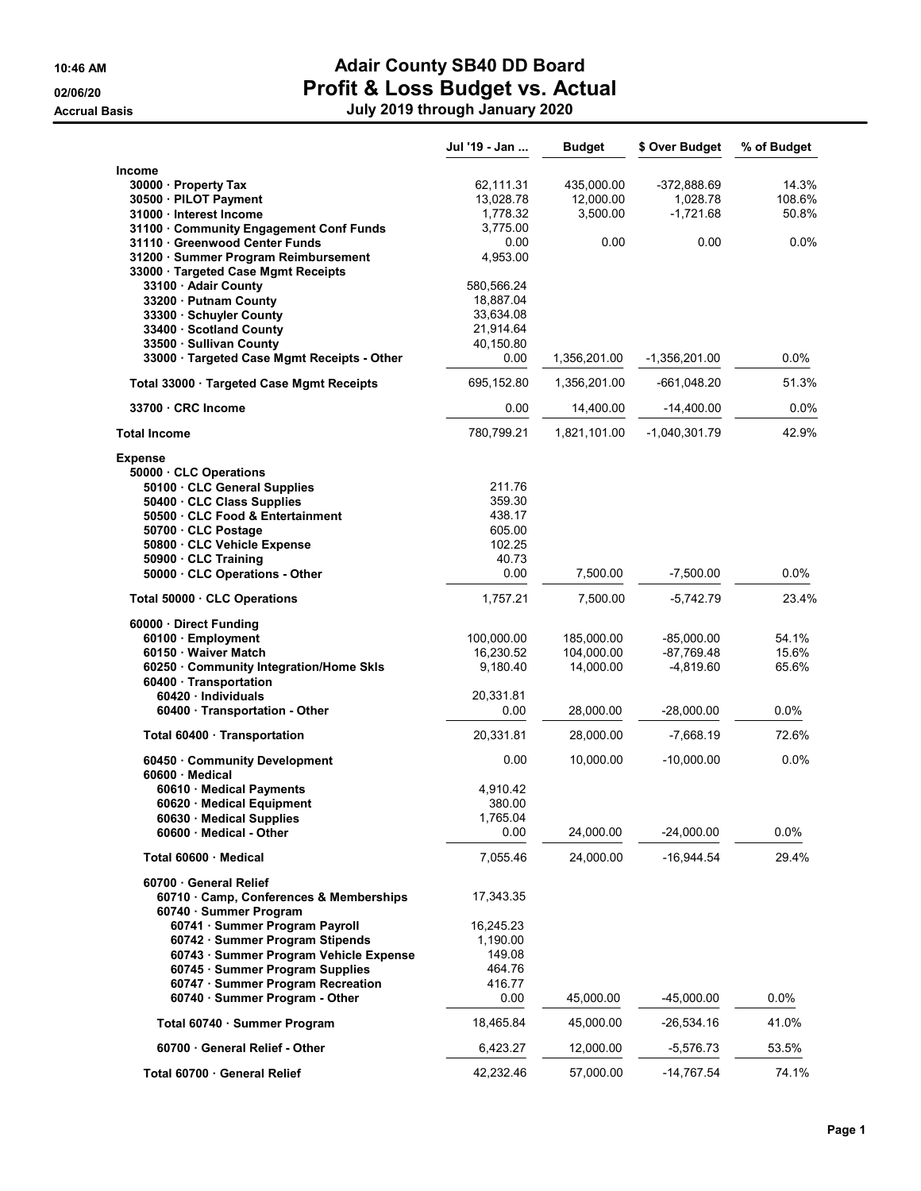10:46 AM
02/06/20
Accrual Basis

# Adair County SB40 DD Board
## Profit & Loss Budget vs. Actual
### July 2019 through January 2020

| | Jul '19 - Jan ... | Budget | $ Over Budget | % of Budget |
|---|---|---|---|---|
| **Income** | | | | |
| 30000 · Property Tax | 62,111.31 | 435,000.00 | -372,888.69 | 14.3% |
| 30500 · PILOT Payment | 13,028.78 | 12,000.00 | 1,028.78 | 108.6% |
| 31000 · Interest Income | 1,778.32 | 3,500.00 | -1,721.68 | 50.8% |
| 31100 · Community Engagement Conf Funds | 3,775.00 | | | |
| 31110 · Greenwood Center Funds | 0.00 | 0.00 | 0.00 | 0.0% |
| 31200 · Summer Program Reimbursement | 4,953.00 | | | |
| 33000 · Targeted Case Mgmt Receipts | | | | |
| 33100 · Adair County | 580,566.24 | | | |
| 33200 · Putnam County | 18,887.04 | | | |
| 33300 · Schuyler County | 33,634.08 | | | |
| 33400 · Scotland County | 21,914.64 | | | |
| 33500 · Sullivan County | 40,150.80 | | | |
| 33000 · Targeted Case Mgmt Receipts - Other | 0.00 | 1,356,201.00 | -1,356,201.00 | 0.0% |
| Total 33000 · Targeted Case Mgmt Receipts | 695,152.80 | 1,356,201.00 | -661,048.20 | 51.3% |
| 33700 · CRC Income | 0.00 | 14,400.00 | -14,400.00 | 0.0% |
| **Total Income** | 780,799.21 | 1,821,101.00 | -1,040,301.79 | 42.9% |
| **Expense** | | | | |
| 50000 · CLC Operations | | | | |
| 50100 · CLC General Supplies | 211.76 | | | |
| 50400 · CLC Class Supplies | 359.30 | | | |
| 50500 · CLC Food & Entertainment | 438.17 | | | |
| 50700 · CLC Postage | 605.00 | | | |
| 50800 · CLC Vehicle Expense | 102.25 | | | |
| 50900 · CLC Training | 40.73 | | | |
| 50000 · CLC Operations - Other | 0.00 | 7,500.00 | -7,500.00 | 0.0% |
| Total 50000 · CLC Operations | 1,757.21 | 7,500.00 | -5,742.79 | 23.4% |
| 60000 · Direct Funding | | | | |
| 60100 · Employment | 100,000.00 | 185,000.00 | -85,000.00 | 54.1% |
| 60150 · Waiver Match | 16,230.52 | 104,000.00 | -87,769.48 | 15.6% |
| 60250 · Community Integration/Home Skls | 9,180.40 | 14,000.00 | -4,819.60 | 65.6% |
| 60400 · Transportation | | | | |
| 60420 · Individuals | 20,331.81 | | | |
| 60400 · Transportation - Other | 0.00 | 28,000.00 | -28,000.00 | 0.0% |
| Total 60400 · Transportation | 20,331.81 | 28,000.00 | -7,668.19 | 72.6% |
| 60450 · Community Development | 0.00 | 10,000.00 | -10,000.00 | 0.0% |
| 60600 · Medical | | | | |
| 60610 · Medical Payments | 4,910.42 | | | |
| 60620 · Medical Equipment | 380.00 | | | |
| 60630 · Medical Supplies | 1,765.04 | | | |
| 60600 · Medical - Other | 0.00 | 24,000.00 | -24,000.00 | 0.0% |
| Total 60600 · Medical | 7,055.46 | 24,000.00 | -16,944.54 | 29.4% |
| 60700 · General Relief | | | | |
| 60710 · Camp, Conferences & Memberships | 17,343.35 | | | |
| 60740 · Summer Program | | | | |
| 60741 · Summer Program Payroll | 16,245.23 | | | |
| 60742 · Summer Program Stipends | 1,190.00 | | | |
| 60743 · Summer Program Vehicle Expense | 149.08 | | | |
| 60745 · Summer Program Supplies | 464.76 | | | |
| 60747 · Summer Program Recreation | 416.77 | | | |
| 60740 · Summer Program - Other | 0.00 | 45,000.00 | -45,000.00 | 0.0% |
| Total 60740 · Summer Program | 18,465.84 | 45,000.00 | -26,534.16 | 41.0% |
| 60700 · General Relief - Other | 6,423.27 | 12,000.00 | -5,576.73 | 53.5% |
| Total 60700 · General Relief | 42,232.46 | 57,000.00 | -14,767.54 | 74.1% |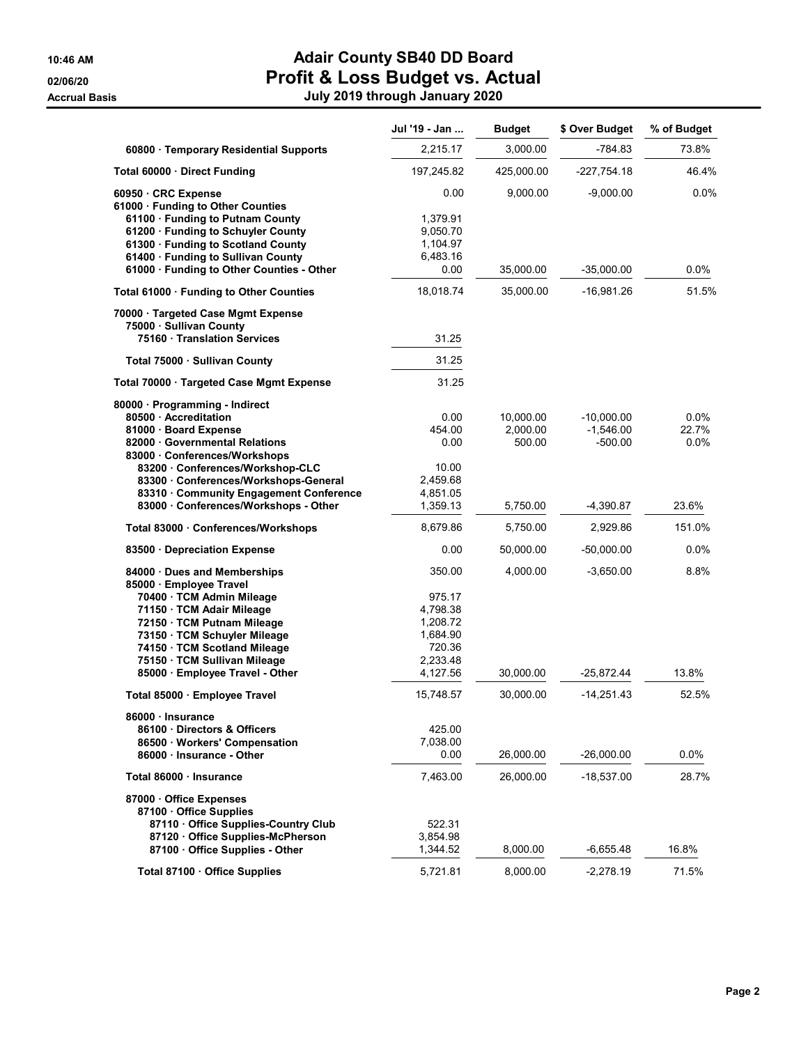**10:46 AM**
**02/06/20**
**Accrual Basis**

# Adair County SB40 DD Board
## Profit & Loss Budget vs. Actual
### July 2019 through January 2020

| | Jul '19 - Jan ... | Budget | $ Over Budget | % of Budget |
|---|---|---|---|---|
| 60800 · Temporary Residential Supports | 2,215.17 | 3,000.00 | -784.83 | 73.8% |
| **Total 60000 · Direct Funding** | 197,245.82 | 425,000.00 | -227,754.18 | 46.4% |
| 60950 · CRC Expense | 0.00 | 9,000.00 | -9,000.00 | 0.0% |
| 61000 · Funding to Other Counties | | | | |
| 61100 · Funding to Putnam County | 1,379.91 | | | |
| 61200 · Funding to Schuyler County | 9,050.70 | | | |
| 61300 · Funding to Scotland County | 1,104.97 | | | |
| 61400 · Funding to Sullivan County | 6,483.16 | | | |
| 61000 · Funding to Other Counties - Other | 0.00 | 35,000.00 | -35,000.00 | 0.0% |
| **Total 61000 · Funding to Other Counties** | 18,018.74 | 35,000.00 | -16,981.26 | 51.5% |
| 70000 · Targeted Case Mgmt Expense | | | | |
| 75000 · Sullivan County | | | | |
| 75160 · Translation Services | 31.25 | | | |
| **Total 75000 · Sullivan County** | 31.25 | | | |
| **Total 70000 · Targeted Case Mgmt Expense** | 31.25 | | | |
| 80000 · Programming - Indirect | | | | |
| 80500 · Accreditation | 0.00 | 10,000.00 | -10,000.00 | 0.0% |
| 81000 · Board Expense | 454.00 | 2,000.00 | -1,546.00 | 22.7% |
| 82000 · Governmental Relations | 0.00 | 500.00 | -500.00 | 0.0% |
| 83000 · Conferences/Workshops | | | | |
| 83200 · Conferences/Workshop-CLC | 10.00 | | | |
| 83300 · Conferences/Workshops-General | 2,459.68 | | | |
| 83310 · Community Engagement Conference | 4,851.05 | | | |
| 83000 · Conferences/Workshops - Other | 1,359.13 | 5,750.00 | -4,390.87 | 23.6% |
| **Total 83000 · Conferences/Workshops** | 8,679.86 | 5,750.00 | 2,929.86 | 151.0% |
| 83500 · Depreciation Expense | 0.00 | 50,000.00 | -50,000.00 | 0.0% |
| 84000 · Dues and Memberships | 350.00 | 4,000.00 | -3,650.00 | 8.8% |
| 85000 · Employee Travel | | | | |
| 70400 · TCM Admin Mileage | 975.17 | | | |
| 71150 · TCM Adair Mileage | 4,798.38 | | | |
| 72150 · TCM Putnam Mileage | 1,208.72 | | | |
| 73150 · TCM Schuyler Mileage | 1,684.90 | | | |
| 74150 · TCM Scotland Mileage | 720.36 | | | |
| 75150 · TCM Sullivan Mileage | 2,233.48 | | | |
| 85000 · Employee Travel - Other | 4,127.56 | 30,000.00 | -25,872.44 | 13.8% |
| **Total 85000 · Employee Travel** | 15,748.57 | 30,000.00 | -14,251.43 | 52.5% |
| 86000 · Insurance | | | | |
| 86100 · Directors & Officers | 425.00 | | | |
| 86500 · Workers' Compensation | 7,038.00 | | | |
| 86000 · Insurance - Other | 0.00 | 26,000.00 | -26,000.00 | 0.0% |
| **Total 86000 · Insurance** | 7,463.00 | 26,000.00 | -18,537.00 | 28.7% |
| 87000 · Office Expenses | | | | |
| 87100 · Office Supplies | | | | |
| 87110 · Office Supplies-Country Club | 522.31 | | | |
| 87120 · Office Supplies-McPherson | 3,854.98 | | | |
| 87100 · Office Supplies - Other | 1,344.52 | 8,000.00 | -6,655.48 | 16.8% |
| **Total 87100 · Office Supplies** | 5,721.81 | 8,000.00 | -2,278.19 | 71.5% |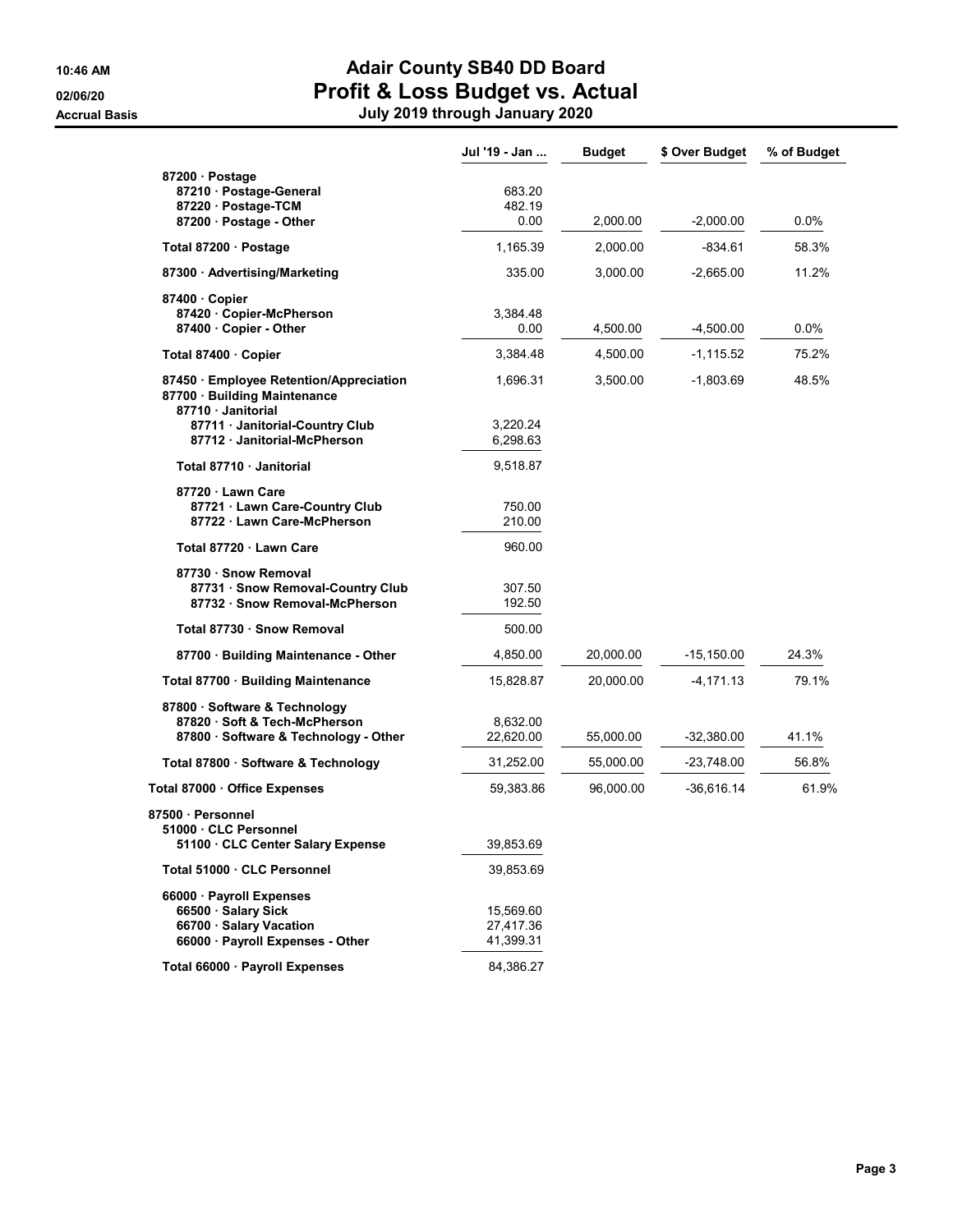# Adair County SB40 DD Board

## Profit & Loss Budget vs. Actual

**July 2019 through January 2020**

10:46 AM
02/06/20
Accrual Basis

| | Jul '19 - Jan ... | Budget | $ Over Budget | % of Budget |
|---|---|---|---|---|
| 87200 · Postage | | | | |
| 87210 · Postage-General | 683.20 | | | |
| 87220 · Postage-TCM | 482.19 | | | |
| 87200 · Postage - Other | 0.00 | 2,000.00 | -2,000.00 | 0.0% |
| **Total 87200 · Postage** | 1,165.39 | 2,000.00 | -834.61 | 58.3% |
| **87300 · Advertising/Marketing** | 335.00 | 3,000.00 | -2,665.00 | 11.2% |
| 87400 · Copier | | | | |
| 87420 · Copier-McPherson | 3,384.48 | | | |
| 87400 · Copier - Other | 0.00 | 4,500.00 | -4,500.00 | 0.0% |
| **Total 87400 · Copier** | 3,384.48 | 4,500.00 | -1,115.52 | 75.2% |
| **87450 · Employee Retention/Appreciation** | 1,696.31 | 3,500.00 | -1,803.69 | 48.5% |
| 87700 · Building Maintenance | | | | |
| 87710 · Janitorial | | | | |
| 87711 · Janitorial-Country Club | 3,220.24 | | | |
| 87712 · Janitorial-McPherson | 6,298.63 | | | |
| **Total 87710 · Janitorial** | 9,518.87 | | | |
| 87720 · Lawn Care | | | | |
| 87721 · Lawn Care-Country Club | 750.00 | | | |
| 87722 · Lawn Care-McPherson | 210.00 | | | |
| **Total 87720 · Lawn Care** | 960.00 | | | |
| 87730 · Snow Removal | | | | |
| 87731 · Snow Removal-Country Club | 307.50 | | | |
| 87732 · Snow Removal-McPherson | 192.50 | | | |
| **Total 87730 · Snow Removal** | 500.00 | | | |
| 87700 · Building Maintenance - Other | 4,850.00 | 20,000.00 | -15,150.00 | 24.3% |
| **Total 87700 · Building Maintenance** | 15,828.87 | 20,000.00 | -4,171.13 | 79.1% |
| 87800 · Software & Technology | | | | |
| 87820 · Soft & Tech-McPherson | 8,632.00 | | | |
| 87800 · Software & Technology - Other | 22,620.00 | 55,000.00 | -32,380.00 | 41.1% |
| **Total 87800 · Software & Technology** | 31,252.00 | 55,000.00 | -23,748.00 | 56.8% |
| **Total 87000 · Office Expenses** | 59,383.86 | 96,000.00 | -36,616.14 | 61.9% |
| 87500 · Personnel | | | | |
| 51000 · CLC Personnel | | | | |
| 51100 · CLC Center Salary Expense | 39,853.69 | | | |
| **Total 51000 · CLC Personnel** | 39,853.69 | | | |
| 66000 · Payroll Expenses | | | | |
| 66500 · Salary Sick | 15,569.60 | | | |
| 66700 · Salary Vacation | 27,417.36 | | | |
| 66000 · Payroll Expenses - Other | 41,399.31 | | | |
| **Total 66000 · Payroll Expenses** | 84,386.27 | | | |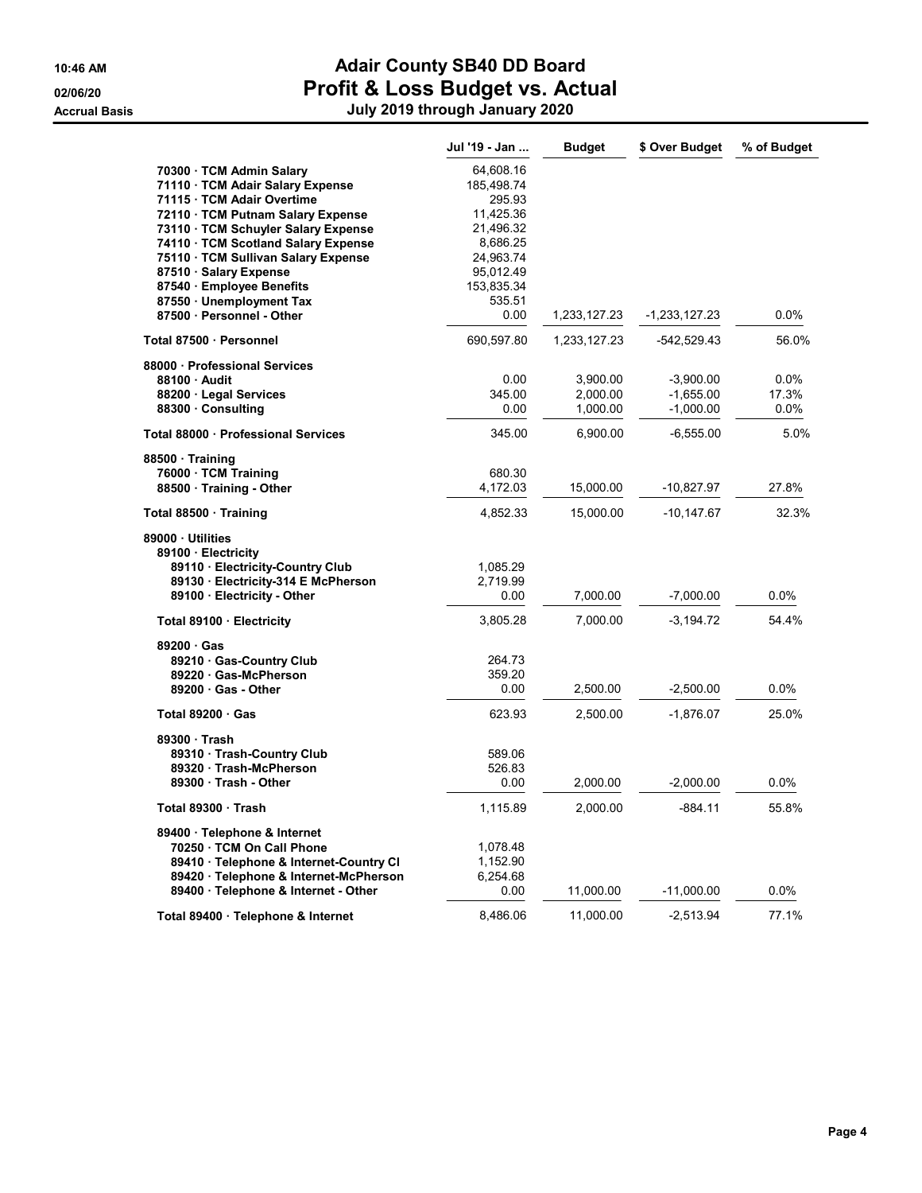# Adair County SB40 DD Board

## Profit & Loss Budget vs. Actual

### July 2019 through January 2020

10:46 AM
02/06/20
Accrual Basis

| | Jul '19 - Jan ... | Budget | $ Over Budget | % of Budget |
|---|---|---|---|---|
| 70300 · TCM Admin Salary | 64,608.16 | | | |
| 71110 · TCM Adair Salary Expense | 185,498.74 | | | |
| 71115 · TCM Adair Overtime | 295.93 | | | |
| 72110 · TCM Putnam Salary Expense | 11,425.36 | | | |
| 73110 · TCM Schuyler Salary Expense | 21,496.32 | | | |
| 74110 · TCM Scotland Salary Expense | 8,686.25 | | | |
| 75110 · TCM Sullivan Salary Expense | 24,963.74 | | | |
| 87510 · Salary Expense | 95,012.49 | | | |
| 87540 · Employee Benefits | 153,835.34 | | | |
| 87550 · Unemployment Tax | 535.51 | | | |
| 87500 · Personnel - Other | 0.00 | 1,233,127.23 | -1,233,127.23 | 0.0% |
| **Total 87500 · Personnel** | 690,597.80 | 1,233,127.23 | -542,529.43 | 56.0% |
| **88000 · Professional Services** | | | | |
| 88100 · Audit | 0.00 | 3,900.00 | -3,900.00 | 0.0% |
| 88200 · Legal Services | 345.00 | 2,000.00 | -1,655.00 | 17.3% |
| 88300 · Consulting | 0.00 | 1,000.00 | -1,000.00 | 0.0% |
| **Total 88000 · Professional Services** | 345.00 | 6,900.00 | -6,555.00 | 5.0% |
| **88500 · Training** | | | | |
| 76000 · TCM Training | 680.30 | | | |
| 88500 · Training - Other | 4,172.03 | 15,000.00 | -10,827.97 | 27.8% |
| **Total 88500 · Training** | 4,852.33 | 15,000.00 | -10,147.67 | 32.3% |
| **89000 · Utilities** | | | | |
| 89100 · Electricity | | | | |
| 89110 · Electricity-Country Club | 1,085.29 | | | |
| 89130 · Electricity-314 E McPherson | 2,719.99 | | | |
| 89100 · Electricity - Other | 0.00 | 7,000.00 | -7,000.00 | 0.0% |
| **Total 89100 · Electricity** | 3,805.28 | 7,000.00 | -3,194.72 | 54.4% |
| 89200 · Gas | | | | |
| 89210 · Gas-Country Club | 264.73 | | | |
| 89220 · Gas-McPherson | 359.20 | | | |
| 89200 · Gas - Other | 0.00 | 2,500.00 | -2,500.00 | 0.0% |
| **Total 89200 · Gas** | 623.93 | 2,500.00 | -1,876.07 | 25.0% |
| 89300 · Trash | | | | |
| 89310 · Trash-Country Club | 589.06 | | | |
| 89320 · Trash-McPherson | 526.83 | | | |
| 89300 · Trash - Other | 0.00 | 2,000.00 | -2,000.00 | 0.0% |
| **Total 89300 · Trash** | 1,115.89 | 2,000.00 | -884.11 | 55.8% |
| 89400 · Telephone & Internet | | | | |
| 70250 · TCM On Call Phone | 1,078.48 | | | |
| 89410 · Telephone & Internet-Country Cl | 1,152.90 | | | |
| 89420 · Telephone & Internet-McPherson | 6,254.68 | | | |
| 89400 · Telephone & Internet - Other | 0.00 | 11,000.00 | -11,000.00 | 0.0% |
| **Total 89400 · Telephone & Internet** | 8,486.06 | 11,000.00 | -2,513.94 | 77.1% |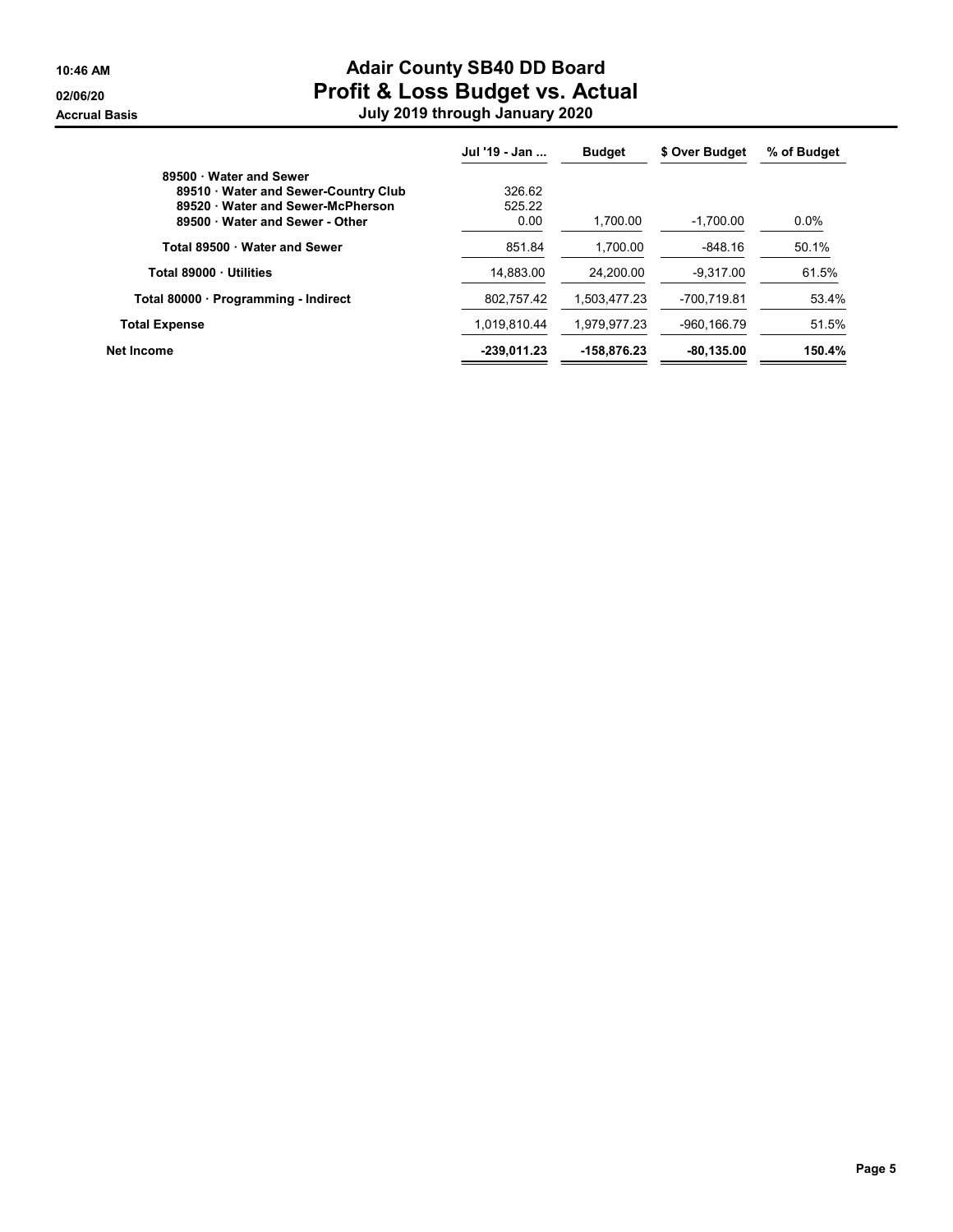# Adair County SB40 DD Board

## Profit & Loss Budget vs. Actual

### July 2019 through January 2020

10:46 AM
02/06/20
Accrual Basis

| | Jul '19 - Jan ... | Budget | $ Over Budget | % of Budget |
|---|---|---|---|---|
| 89500 · Water and Sewer | | | | |
| 89510 · Water and Sewer-Country Club | 326.62 | | | |
| 89520 · Water and Sewer-McPherson | 525.22 | | | |
| 89500 · Water and Sewer - Other | 0.00 | 1,700.00 | -1,700.00 | 0.0% |
| Total 89500 · Water and Sewer | 851.84 | 1,700.00 | -848.16 | 50.1% |
| Total 89000 · Utilities | 14,883.00 | 24,200.00 | -9,317.00 | 61.5% |
| Total 80000 · Programming - Indirect | 802,757.42 | 1,503,477.23 | -700,719.81 | 53.4% |
| Total Expense | 1,019,810.44 | 1,979,977.23 | -960,166.79 | 51.5% |
| **Net Income** | **-239,011.23** | **-158,876.23** | **-80,135.00** | **150.4%** |